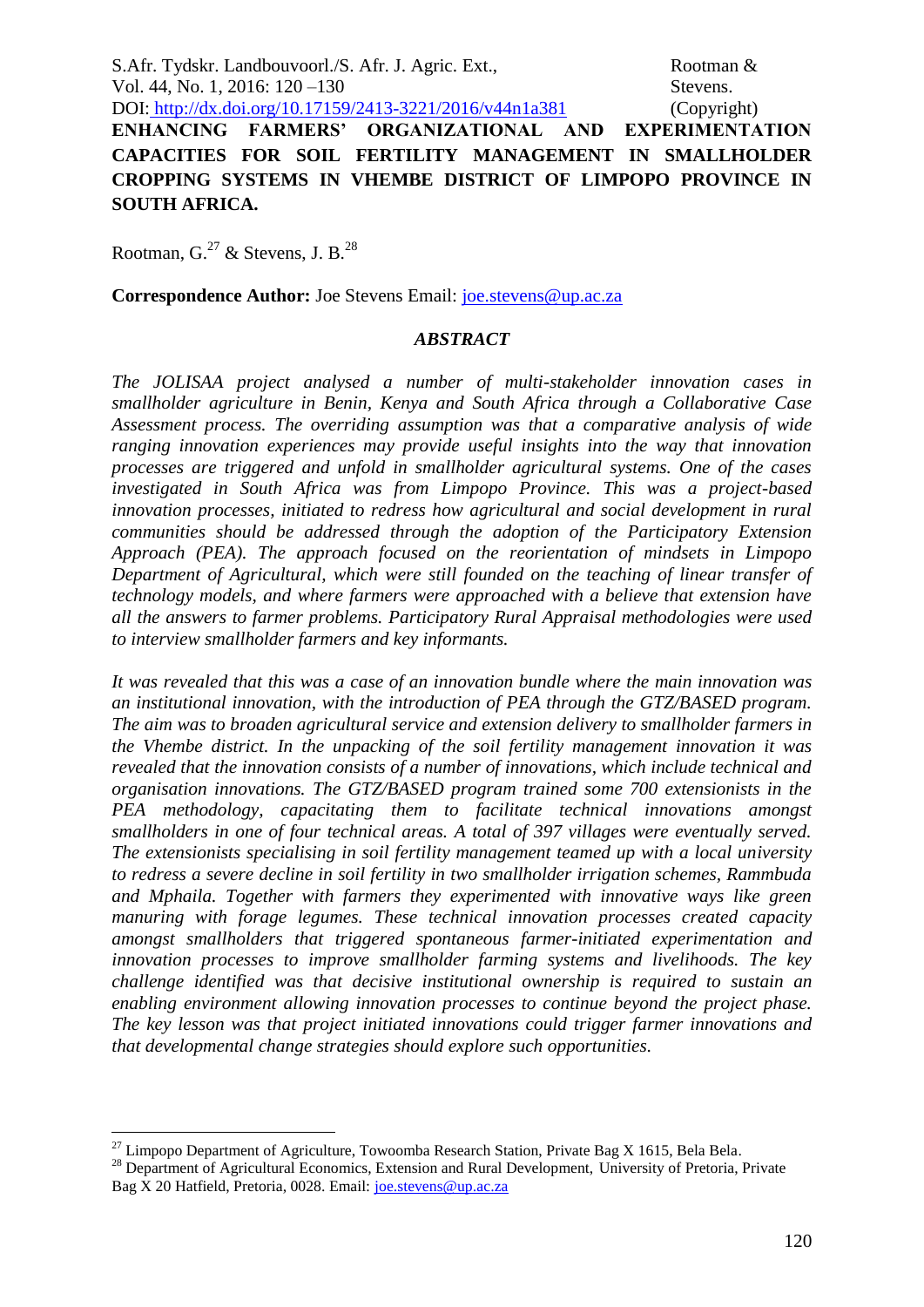# ENHANCING FARMERS' ORGANIZATIONAL AND EXPERIMENTATION CAPACITIES FOR SOIL FERTILITY MANAGEMENT IN SMALLHOLDER CROPPING SYSTEMS IN VHEMBE DISTRICT OF LIMPOPO PROVINCE IN SOUTH AFRICA.

Rootman, G.[27] & Stevens, J. B.[28]

**Correspondence Author:** Joe Stevens Email: joe.stevens@up.ac.za

## *ABSTRACT*

*The JOLISAA project analysed a number of multi-stakeholder innovation cases in smallholder agriculture in Benin, Kenya and South Africa through a Collaborative Case Assessment process. The overriding assumption was that a comparative analysis of wide ranging innovation experiences may provide useful insights into the way that innovation processes are triggered and unfold in smallholder agricultural systems. One of the cases investigated in South Africa was from Limpopo Province. This was a project-based innovation processes, initiated to redress how agricultural and social development in rural communities should be addressed through the adoption of the Participatory Extension Approach (PEA). The approach focused on the reorientation of mindsets in Limpopo Department of Agricultural, which were still founded on the teaching of linear transfer of technology models, and where farmers were approached with a believe that extension have all the answers to farmer problems. Participatory Rural Appraisal methodologies were used to interview smallholder farmers and key informants.*

*It was revealed that this was a case of an innovation bundle where the main innovation was an institutional innovation, with the introduction of PEA through the GTZ/BASED program. The aim was to broaden agricultural service and extension delivery to smallholder farmers in the Vhembe district. In the unpacking of the soil fertility management innovation it was revealed that the innovation consists of a number of innovations, which include technical and organisation innovations. The GTZ/BASED program trained some 700 extensionists in the PEA methodology, capacitating them to facilitate technical innovations amongst smallholders in one of four technical areas. A total of 397 villages were eventually served. The extensionists specialising in soil fertility management teamed up with a local university to redress a severe decline in soil fertility in two smallholder irrigation schemes, Rammbuda and Mphaila. Together with farmers they experimented with innovative ways like green manuring with forage legumes. These technical innovation processes created capacity amongst smallholders that triggered spontaneous farmer-initiated experimentation and innovation processes to improve smallholder farming systems and livelihoods. The key challenge identified was that decisive institutional ownership is required to sustain an enabling environment allowing innovation processes to continue beyond the project phase. The key lesson was that project initiated innovations could trigger farmer innovations and that developmental change strategies should explore such opportunities.*

---

[27] Limpopo Department of Agriculture, Towoomba Research Station, Private Bag X 1615, Bela Bela.

[28] Department of Agricultural Economics, Extension and Rural Development, University of Pretoria, Private Bag X 20 Hatfield, Pretoria, 0028. Email: joe.stevens@up.ac.za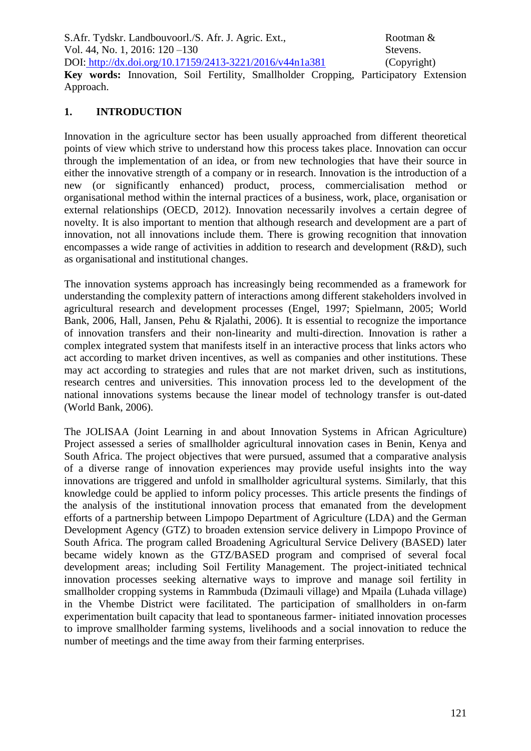**Key words:** Innovation, Soil Fertility, Smallholder Cropping, Participatory Extension Approach.

## 1. INTRODUCTION

Innovation in the agriculture sector has been usually approached from different theoretical points of view which strive to understand how this process takes place. Innovation can occur through the implementation of an idea, or from new technologies that have their source in either the innovative strength of a company or in research. Innovation is the introduction of a new (or significantly enhanced) product, process, commercialisation method or organisational method within the internal practices of a business, work, place, organisation or external relationships (OECD, 2012). Innovation necessarily involves a certain degree of novelty. It is also important to mention that although research and development are a part of innovation, not all innovations include them. There is growing recognition that innovation encompasses a wide range of activities in addition to research and development (R&D), such as organisational and institutional changes.

The innovation systems approach has increasingly being recommended as a framework for understanding the complexity pattern of interactions among different stakeholders involved in agricultural research and development processes (Engel, 1997; Spielmann, 2005; World Bank, 2006, Hall, Jansen, Pehu & Rjalathi, 2006). It is essential to recognize the importance of innovation transfers and their non-linearity and multi-direction. Innovation is rather a complex integrated system that manifests itself in an interactive process that links actors who act according to market driven incentives, as well as companies and other institutions. These may act according to strategies and rules that are not market driven, such as institutions, research centres and universities. This innovation process led to the development of the national innovations systems because the linear model of technology transfer is out-dated (World Bank, 2006).

The JOLISAA (Joint Learning in and about Innovation Systems in African Agriculture) Project assessed a series of smallholder agricultural innovation cases in Benin, Kenya and South Africa. The project objectives that were pursued, assumed that a comparative analysis of a diverse range of innovation experiences may provide useful insights into the way innovations are triggered and unfold in smallholder agricultural systems. Similarly, that this knowledge could be applied to inform policy processes. This article presents the findings of the analysis of the institutional innovation process that emanated from the development efforts of a partnership between Limpopo Department of Agriculture (LDA) and the German Development Agency (GTZ) to broaden extension service delivery in Limpopo Province of South Africa. The program called Broadening Agricultural Service Delivery (BASED) later became widely known as the GTZ/BASED program and comprised of several focal development areas; including Soil Fertility Management. The project-initiated technical innovation processes seeking alternative ways to improve and manage soil fertility in smallholder cropping systems in Rammbuda (Dzimauli village) and Mpaila (Luhada village) in the Vhembe District were facilitated. The participation of smallholders in on-farm experimentation built capacity that lead to spontaneous farmer- initiated innovation processes to improve smallholder farming systems, livelihoods and a social innovation to reduce the number of meetings and the time away from their farming enterprises.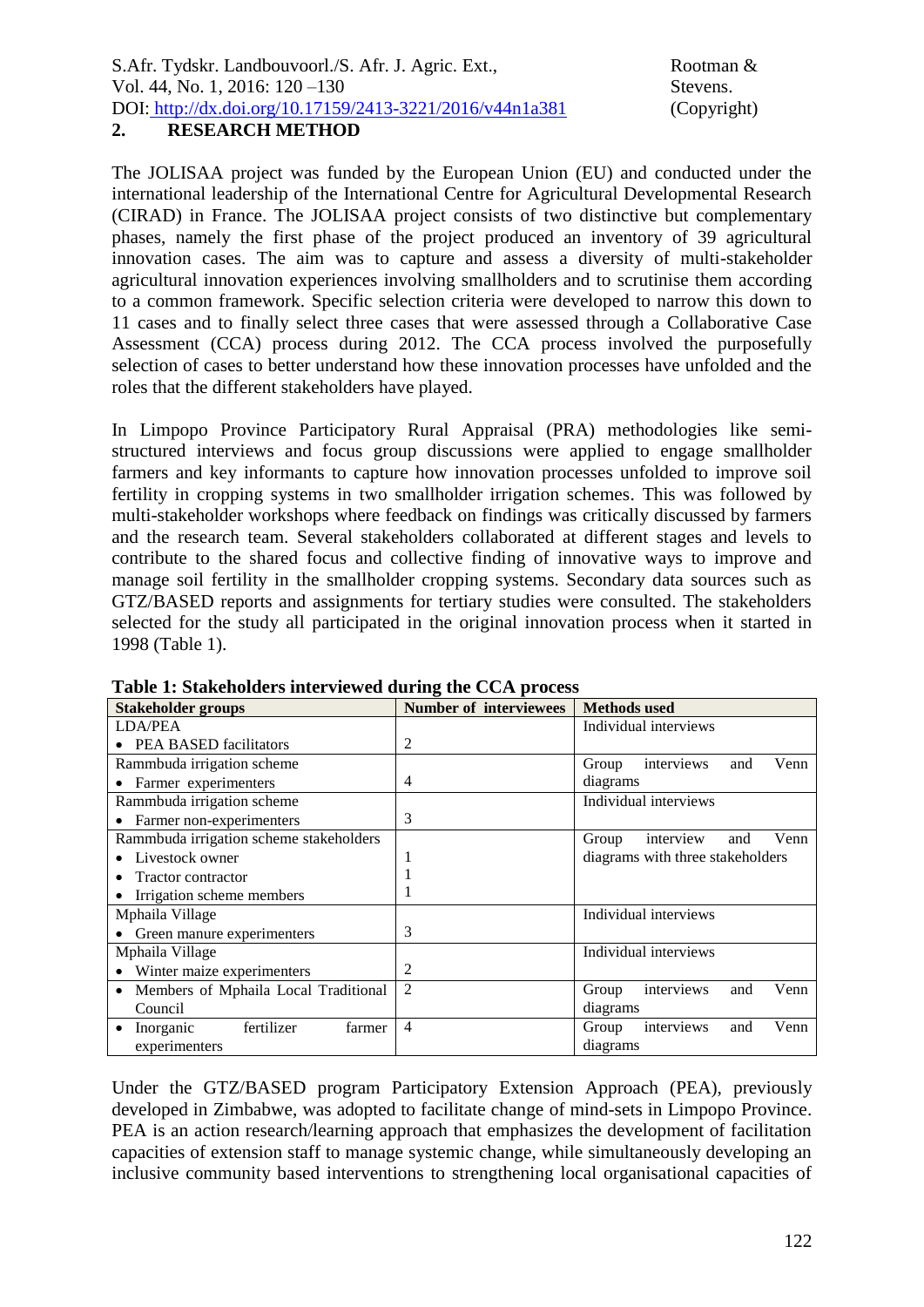## 2. RESEARCH METHOD

The JOLISAA project was funded by the European Union (EU) and conducted under the international leadership of the International Centre for Agricultural Developmental Research (CIRAD) in France. The JOLISAA project consists of two distinctive but complementary phases, namely the first phase of the project produced an inventory of 39 agricultural innovation cases. The aim was to capture and assess a diversity of multi-stakeholder agricultural innovation experiences involving smallholders and to scrutinise them according to a common framework. Specific selection criteria were developed to narrow this down to 11 cases and to finally select three cases that were assessed through a Collaborative Case Assessment (CCA) process during 2012. The CCA process involved the purposefully selection of cases to better understand how these innovation processes have unfolded and the roles that the different stakeholders have played.

In Limpopo Province Participatory Rural Appraisal (PRA) methodologies like semi-structured interviews and focus group discussions were applied to engage smallholder farmers and key informants to capture how innovation processes unfolded to improve soil fertility in cropping systems in two smallholder irrigation schemes. This was followed by multi-stakeholder workshops where feedback on findings was critically discussed by farmers and the research team. Several stakeholders collaborated at different stages and levels to contribute to the shared focus and collective finding of innovative ways to improve and manage soil fertility in the smallholder cropping systems. Secondary data sources such as GTZ/BASED reports and assignments for tertiary studies were consulted. The stakeholders selected for the study all participated in the original innovation process when it started in 1998 (Table 1).

**Table 1: Stakeholders interviewed during the CCA process**

| Stakeholder groups | Number of interviewees | Methods used |
|---|---|---|
| LDA/PEA<br>• PEA BASED facilitators | 2 | Individual interviews |
| Rammbuda irrigation scheme<br>• Farmer experimenters | 4 | Group interviews and Venn diagrams |
| Rammbuda irrigation scheme<br>• Farmer non-experimenters | 3 | Individual interviews |
| Rammbuda irrigation scheme stakeholders<br>• Livestock owner<br>• Tractor contractor<br>• Irrigation scheme members | <br>1<br>1<br>1 | Group interview and Venn diagrams with three stakeholders |
| Mphaila Village<br>• Green manure experimenters | 3 | Individual interviews |
| Mphaila Village<br>• Winter maize experimenters | 2 | Individual interviews |
| • Members of Mphaila Local Traditional Council | 2 | Group interviews and Venn diagrams |
| • Inorganic fertilizer farmer experimenters | 4 | Group interviews and Venn diagrams |

Under the GTZ/BASED program Participatory Extension Approach (PEA), previously developed in Zimbabwe, was adopted to facilitate change of mind-sets in Limpopo Province. PEA is an action research/learning approach that emphasizes the development of facilitation capacities of extension staff to manage systemic change, while simultaneously developing an inclusive community based interventions to strengthening local organisational capacities of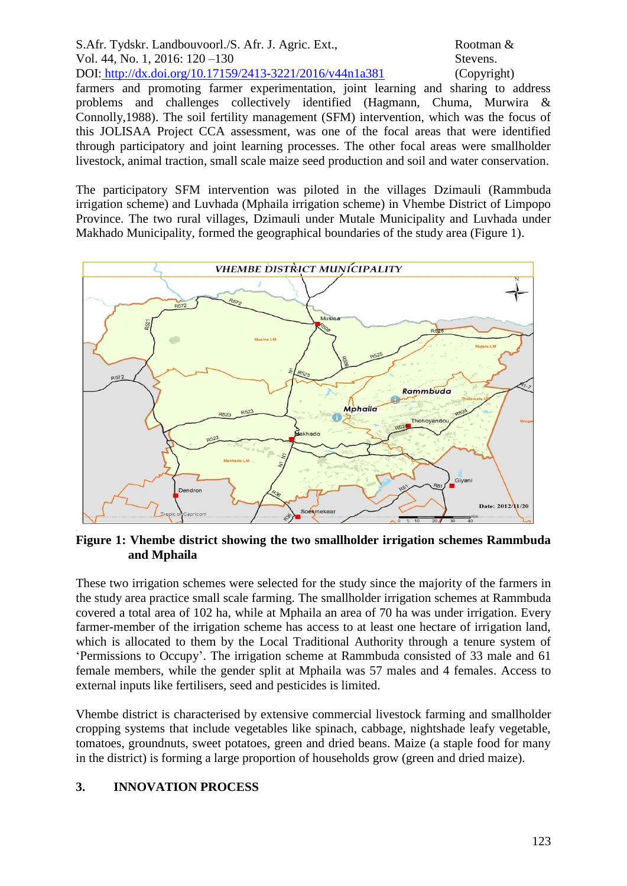farmers and promoting farmer experimentation, joint learning and sharing to address problems and challenges collectively identified (Hagmann, Chuma, Murwira & Connolly,1988). The soil fertility management (SFM) intervention, which was the focus of this JOLISAA Project CCA assessment, was one of the focal areas that were identified through participatory and joint learning processes. The other focal areas were smallholder livestock, animal traction, small scale maize seed production and soil and water conservation.

The participatory SFM intervention was piloted in the villages Dzimauli (Rammbuda irrigation scheme) and Luvhada (Mphaila irrigation scheme) in Vhembe District of Limpopo Province. The two rural villages, Dzimauli under Mutale Municipality and Luvhada under Makhado Municipality, formed the geographical boundaries of the study area (Figure 1).

**Figure 1: Vhembe district showing the two smallholder irrigation schemes Rammbuda and Mphaila**

These two irrigation schemes were selected for the study since the majority of the farmers in the study area practice small scale farming. The smallholder irrigation schemes at Rammbuda covered a total area of 102 ha, while at Mphaila an area of 70 ha was under irrigation. Every farmer-member of the irrigation scheme has access to at least one hectare of irrigation land, which is allocated to them by the Local Traditional Authority through a tenure system of 'Permissions to Occupy'. The irrigation scheme at Rammbuda consisted of 33 male and 61 female members, while the gender split at Mphaila was 57 males and 4 females. Access to external inputs like fertilisers, seed and pesticides is limited.

Vhembe district is characterised by extensive commercial livestock farming and smallholder cropping systems that include vegetables like spinach, cabbage, nightshade leafy vegetable, tomatoes, groundnuts, sweet potatoes, green and dried beans. Maize (a staple food for many in the district) is forming a large proportion of households grow (green and dried maize).

## 3. INNOVATION PROCESS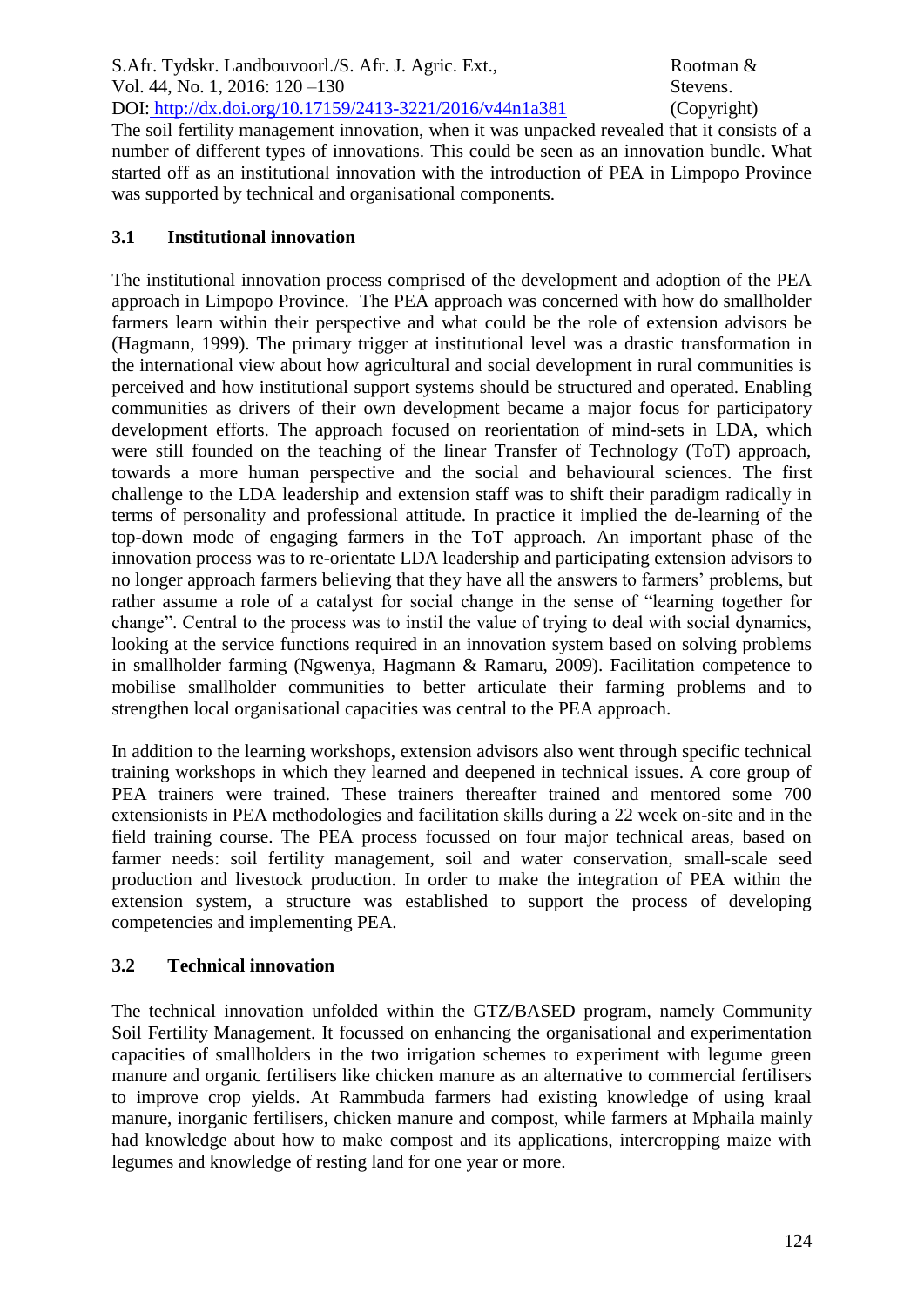The soil fertility management innovation, when it was unpacked revealed that it consists of a number of different types of innovations. This could be seen as an innovation bundle. What started off as an institutional innovation with the introduction of PEA in Limpopo Province was supported by technical and organisational components.

### 3.1 Institutional innovation

The institutional innovation process comprised of the development and adoption of the PEA approach in Limpopo Province. The PEA approach was concerned with how do smallholder farmers learn within their perspective and what could be the role of extension advisors be (Hagmann, 1999). The primary trigger at institutional level was a drastic transformation in the international view about how agricultural and social development in rural communities is perceived and how institutional support systems should be structured and operated. Enabling communities as drivers of their own development became a major focus for participatory development efforts. The approach focused on reorientation of mind-sets in LDA, which were still founded on the teaching of the linear Transfer of Technology (ToT) approach, towards a more human perspective and the social and behavioural sciences. The first challenge to the LDA leadership and extension staff was to shift their paradigm radically in terms of personality and professional attitude. In practice it implied the de-learning of the top-down mode of engaging farmers in the ToT approach. An important phase of the innovation process was to re-orientate LDA leadership and participating extension advisors to no longer approach farmers believing that they have all the answers to farmers' problems, but rather assume a role of a catalyst for social change in the sense of "learning together for change". Central to the process was to instil the value of trying to deal with social dynamics, looking at the service functions required in an innovation system based on solving problems in smallholder farming (Ngwenya, Hagmann & Ramaru, 2009). Facilitation competence to mobilise smallholder communities to better articulate their farming problems and to strengthen local organisational capacities was central to the PEA approach.

In addition to the learning workshops, extension advisors also went through specific technical training workshops in which they learned and deepened in technical issues. A core group of PEA trainers were trained. These trainers thereafter trained and mentored some 700 extensionists in PEA methodologies and facilitation skills during a 22 week on-site and in the field training course. The PEA process focussed on four major technical areas, based on farmer needs: soil fertility management, soil and water conservation, small-scale seed production and livestock production. In order to make the integration of PEA within the extension system, a structure was established to support the process of developing competencies and implementing PEA.

### 3.2 Technical innovation

The technical innovation unfolded within the GTZ/BASED program, namely Community Soil Fertility Management. It focussed on enhancing the organisational and experimentation capacities of smallholders in the two irrigation schemes to experiment with legume green manure and organic fertilisers like chicken manure as an alternative to commercial fertilisers to improve crop yields. At Rammbuda farmers had existing knowledge of using kraal manure, inorganic fertilisers, chicken manure and compost, while farmers at Mphaila mainly had knowledge about how to make compost and its applications, intercropping maize with legumes and knowledge of resting land for one year or more.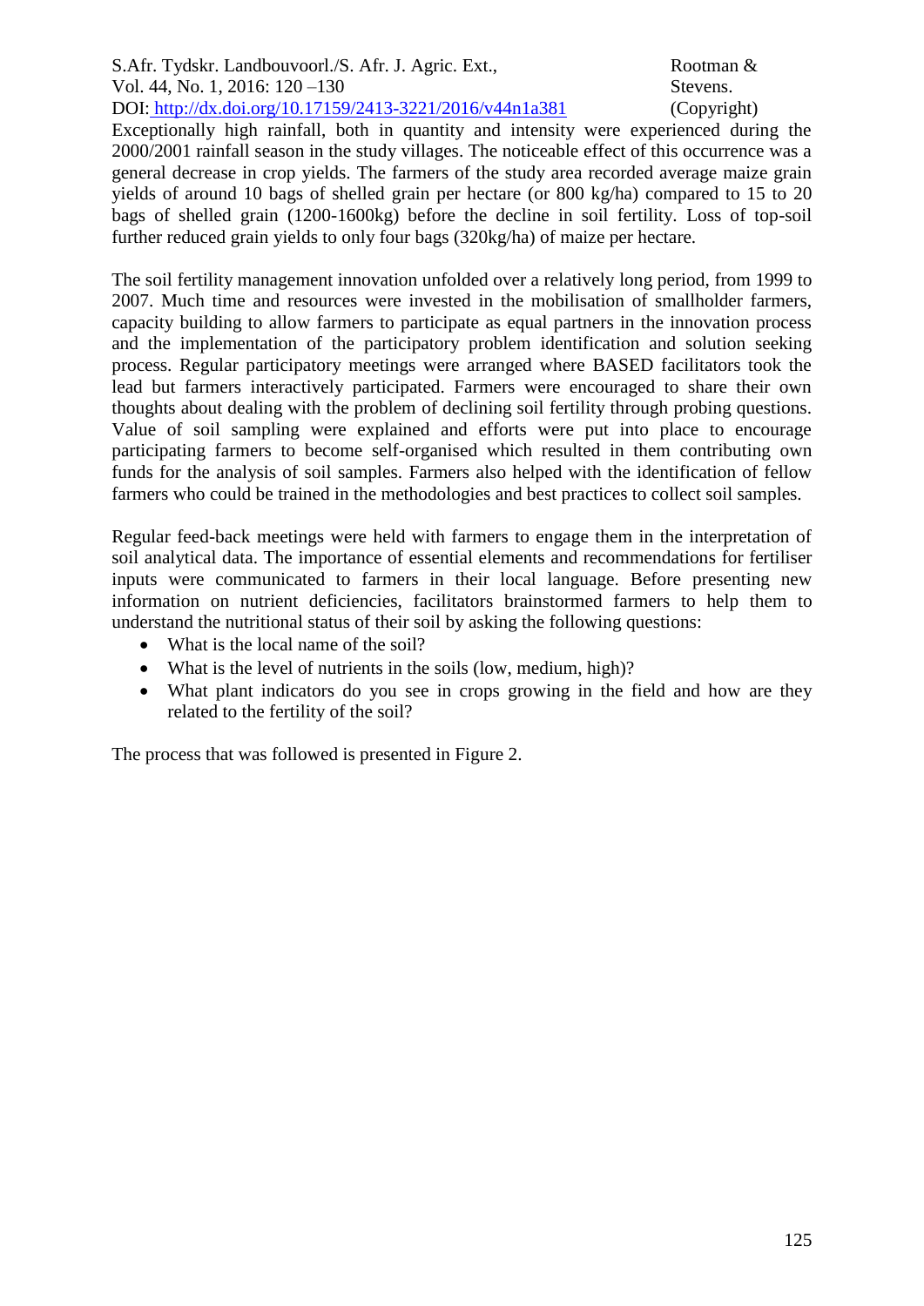Exceptionally high rainfall, both in quantity and intensity were experienced during the 2000/2001 rainfall season in the study villages. The noticeable effect of this occurrence was a general decrease in crop yields. The farmers of the study area recorded average maize grain yields of around 10 bags of shelled grain per hectare (or 800 kg/ha) compared to 15 to 20 bags of shelled grain (1200-1600kg) before the decline in soil fertility. Loss of top-soil further reduced grain yields to only four bags (320kg/ha) of maize per hectare.

The soil fertility management innovation unfolded over a relatively long period, from 1999 to 2007. Much time and resources were invested in the mobilisation of smallholder farmers, capacity building to allow farmers to participate as equal partners in the innovation process and the implementation of the participatory problem identification and solution seeking process. Regular participatory meetings were arranged where BASED facilitators took the lead but farmers interactively participated. Farmers were encouraged to share their own thoughts about dealing with the problem of declining soil fertility through probing questions. Value of soil sampling were explained and efforts were put into place to encourage participating farmers to become self-organised which resulted in them contributing own funds for the analysis of soil samples. Farmers also helped with the identification of fellow farmers who could be trained in the methodologies and best practices to collect soil samples.

Regular feed-back meetings were held with farmers to engage them in the interpretation of soil analytical data. The importance of essential elements and recommendations for fertiliser inputs were communicated to farmers in their local language. Before presenting new information on nutrient deficiencies, facilitators brainstormed farmers to help them to understand the nutritional status of their soil by asking the following questions:

- What is the local name of the soil?
- What is the level of nutrients in the soils (low, medium, high)?
- What plant indicators do you see in crops growing in the field and how are they related to the fertility of the soil?

The process that was followed is presented in Figure 2.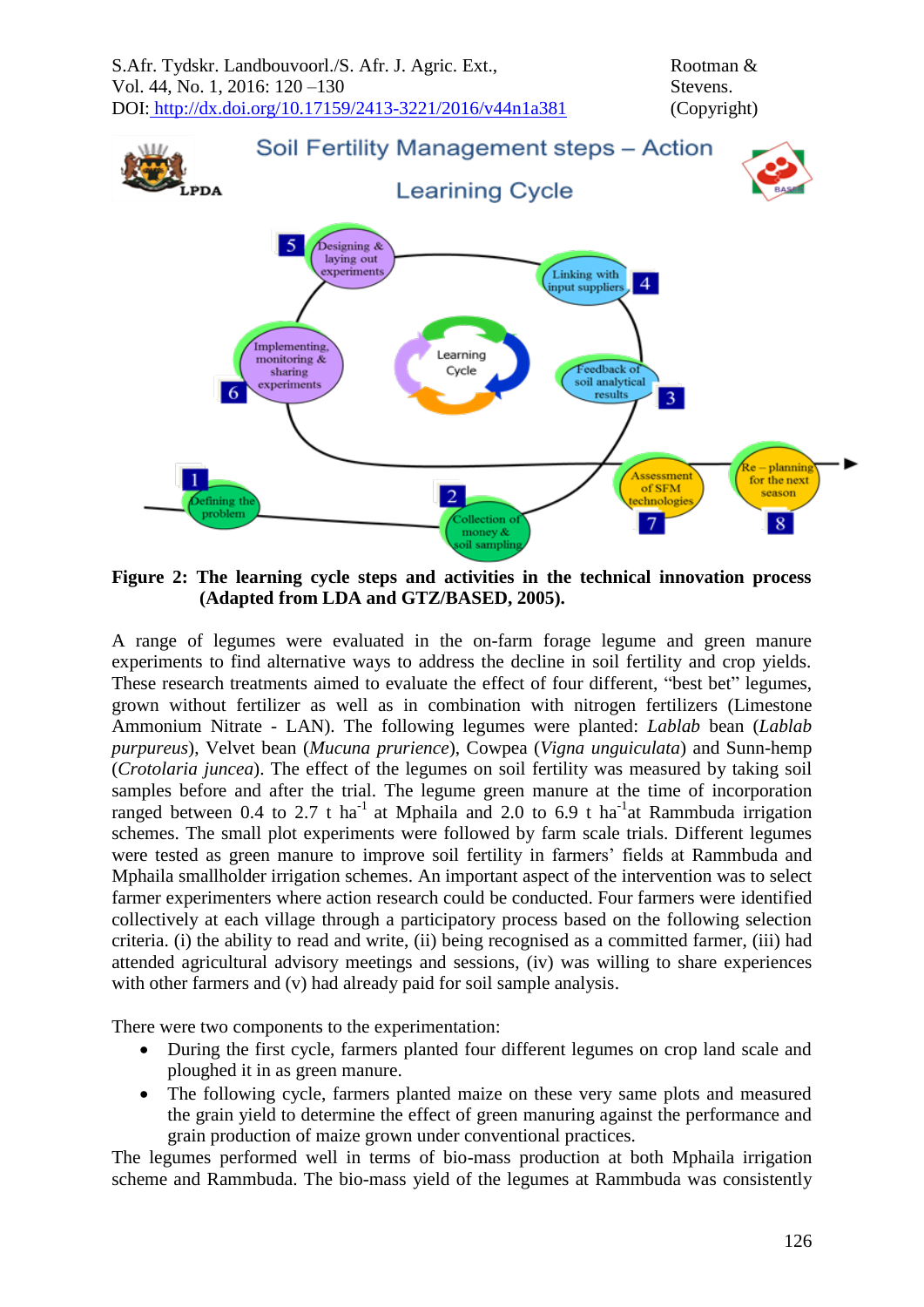**Figure 2: The learning cycle steps and activities in the technical innovation process (Adapted from LDA and GTZ/BASED, 2005).**

A range of legumes were evaluated in the on-farm forage legume and green manure experiments to find alternative ways to address the decline in soil fertility and crop yields. These research treatments aimed to evaluate the effect of four different, "best bet" legumes, grown without fertilizer as well as in combination with nitrogen fertilizers (Limestone Ammonium Nitrate - LAN). The following legumes were planted: *Lablab* bean (*Lablab purpureus*), Velvet bean (*Mucuna prurience*), Cowpea (*Vigna unguiculata*) and Sunn-hemp (*Crotolaria juncea*). The effect of the legumes on soil fertility was measured by taking soil samples before and after the trial. The legume green manure at the time of incorporation ranged between 0.4 to 2.7 t $ha^{-1}$ at Mphaila and 2.0 to 6.9 t $ha^{-1}$at Rammbuda irrigation schemes. The small plot experiments were followed by farm scale trials. Different legumes were tested as green manure to improve soil fertility in farmers' fields at Rammbuda and Mphaila smallholder irrigation schemes. An important aspect of the intervention was to select farmer experimenters where action research could be conducted. Four farmers were identified collectively at each village through a participatory process based on the following selection criteria. (i) the ability to read and write, (ii) being recognised as a committed farmer, (iii) had attended agricultural advisory meetings and sessions, (iv) was willing to share experiences with other farmers and (v) had already paid for soil sample analysis.

There were two components to the experimentation:

- During the first cycle, farmers planted four different legumes on crop land scale and ploughed it in as green manure.
- The following cycle, farmers planted maize on these very same plots and measured the grain yield to determine the effect of green manuring against the performance and grain production of maize grown under conventional practices.

The legumes performed well in terms of bio-mass production at both Mphaila irrigation scheme and Rammbuda. The bio-mass yield of the legumes at Rammbuda was consistently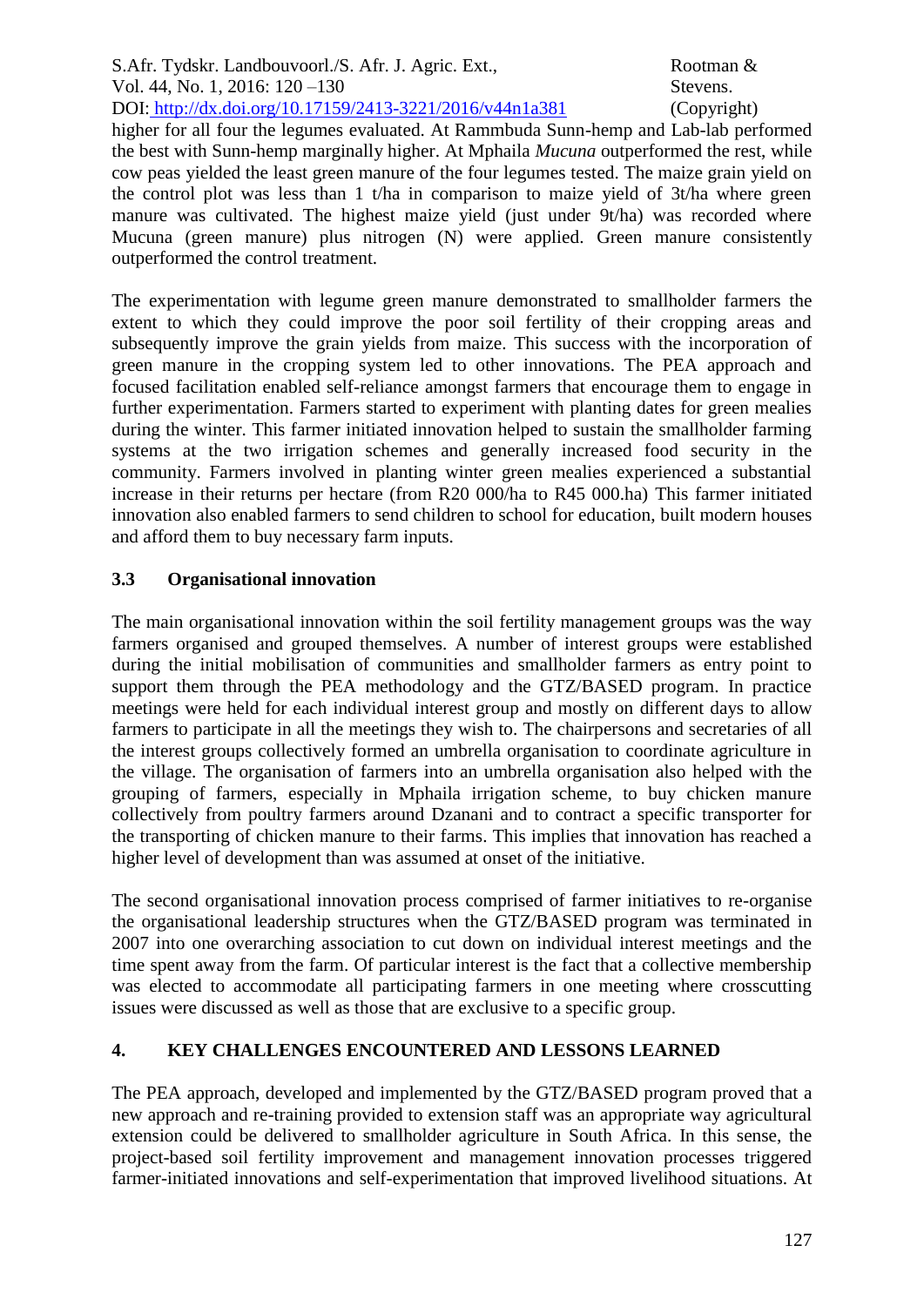higher for all four the legumes evaluated. At Rammbuda Sunn-hemp and Lab-lab performed the best with Sunn-hemp marginally higher. At Mphaila *Mucuna* outperformed the rest, while cow peas yielded the least green manure of the four legumes tested. The maize grain yield on the control plot was less than 1 t/ha in comparison to maize yield of 3t/ha where green manure was cultivated. The highest maize yield (just under 9t/ha) was recorded where Mucuna (green manure) plus nitrogen (N) were applied. Green manure consistently outperformed the control treatment.

The experimentation with legume green manure demonstrated to smallholder farmers the extent to which they could improve the poor soil fertility of their cropping areas and subsequently improve the grain yields from maize. This success with the incorporation of green manure in the cropping system led to other innovations. The PEA approach and focused facilitation enabled self-reliance amongst farmers that encourage them to engage in further experimentation. Farmers started to experiment with planting dates for green mealies during the winter. This farmer initiated innovation helped to sustain the smallholder farming systems at the two irrigation schemes and generally increased food security in the community. Farmers involved in planting winter green mealies experienced a substantial increase in their returns per hectare (from R20 000/ha to R45 000.ha) This farmer initiated innovation also enabled farmers to send children to school for education, built modern houses and afford them to buy necessary farm inputs.

### 3.3 Organisational innovation

The main organisational innovation within the soil fertility management groups was the way farmers organised and grouped themselves. A number of interest groups were established during the initial mobilisation of communities and smallholder farmers as entry point to support them through the PEA methodology and the GTZ/BASED program. In practice meetings were held for each individual interest group and mostly on different days to allow farmers to participate in all the meetings they wish to. The chairpersons and secretaries of all the interest groups collectively formed an umbrella organisation to coordinate agriculture in the village. The organisation of farmers into an umbrella organisation also helped with the grouping of farmers, especially in Mphaila irrigation scheme, to buy chicken manure collectively from poultry farmers around Dzanani and to contract a specific transporter for the transporting of chicken manure to their farms. This implies that innovation has reached a higher level of development than was assumed at onset of the initiative.

The second organisational innovation process comprised of farmer initiatives to re-organise the organisational leadership structures when the GTZ/BASED program was terminated in 2007 into one overarching association to cut down on individual interest meetings and the time spent away from the farm. Of particular interest is the fact that a collective membership was elected to accommodate all participating farmers in one meeting where crosscutting issues were discussed as well as those that are exclusive to a specific group.

## 4. KEY CHALLENGES ENCOUNTERED AND LESSONS LEARNED

The PEA approach, developed and implemented by the GTZ/BASED program proved that a new approach and re-training provided to extension staff was an appropriate way agricultural extension could be delivered to smallholder agriculture in South Africa. In this sense, the project-based soil fertility improvement and management innovation processes triggered farmer-initiated innovations and self-experimentation that improved livelihood situations. At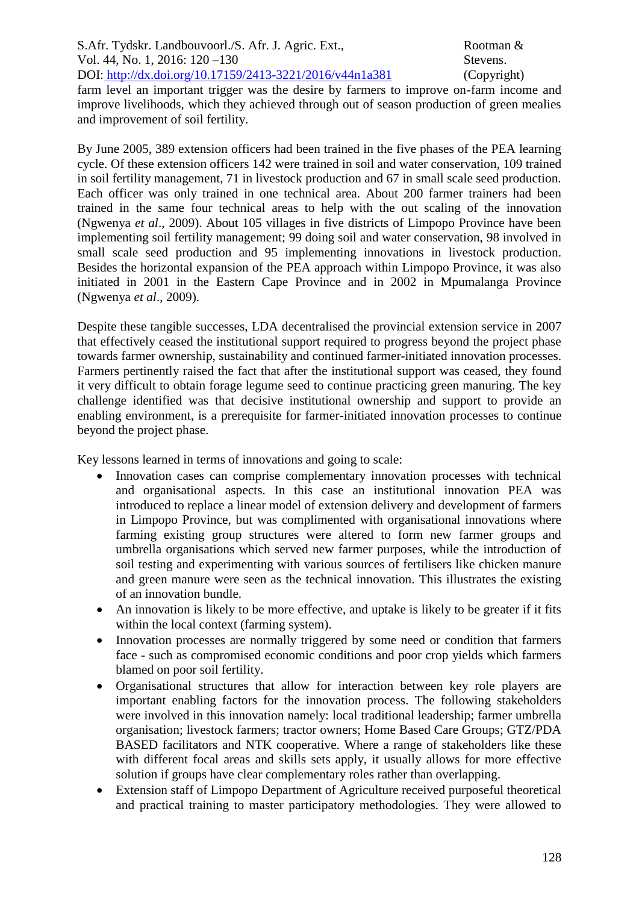farm level an important trigger was the desire by farmers to improve on-farm income and improve livelihoods, which they achieved through out of season production of green mealies and improvement of soil fertility.

By June 2005, 389 extension officers had been trained in the five phases of the PEA learning cycle. Of these extension officers 142 were trained in soil and water conservation, 109 trained in soil fertility management, 71 in livestock production and 67 in small scale seed production. Each officer was only trained in one technical area. About 200 farmer trainers had been trained in the same four technical areas to help with the out scaling of the innovation (Ngwenya *et al*., 2009). About 105 villages in five districts of Limpopo Province have been implementing soil fertility management; 99 doing soil and water conservation, 98 involved in small scale seed production and 95 implementing innovations in livestock production. Besides the horizontal expansion of the PEA approach within Limpopo Province, it was also initiated in 2001 in the Eastern Cape Province and in 2002 in Mpumalanga Province (Ngwenya *et al*., 2009).

Despite these tangible successes, LDA decentralised the provincial extension service in 2007 that effectively ceased the institutional support required to progress beyond the project phase towards farmer ownership, sustainability and continued farmer-initiated innovation processes. Farmers pertinently raised the fact that after the institutional support was ceased, they found it very difficult to obtain forage legume seed to continue practicing green manuring. The key challenge identified was that decisive institutional ownership and support to provide an enabling environment, is a prerequisite for farmer-initiated innovation processes to continue beyond the project phase.

Key lessons learned in terms of innovations and going to scale:

- Innovation cases can comprise complementary innovation processes with technical and organisational aspects. In this case an institutional innovation PEA was introduced to replace a linear model of extension delivery and development of farmers in Limpopo Province, but was complimented with organisational innovations where farming existing group structures were altered to form new farmer groups and umbrella organisations which served new farmer purposes, while the introduction of soil testing and experimenting with various sources of fertilisers like chicken manure and green manure were seen as the technical innovation. This illustrates the existing of an innovation bundle.
- An innovation is likely to be more effective, and uptake is likely to be greater if it fits within the local context (farming system).
- Innovation processes are normally triggered by some need or condition that farmers face - such as compromised economic conditions and poor crop yields which farmers blamed on poor soil fertility.
- Organisational structures that allow for interaction between key role players are important enabling factors for the innovation process. The following stakeholders were involved in this innovation namely: local traditional leadership; farmer umbrella organisation; livestock farmers; tractor owners; Home Based Care Groups; GTZ/PDA BASED facilitators and NTK cooperative. Where a range of stakeholders like these with different focal areas and skills sets apply, it usually allows for more effective solution if groups have clear complementary roles rather than overlapping.
- Extension staff of Limpopo Department of Agriculture received purposeful theoretical and practical training to master participatory methodologies. They were allowed to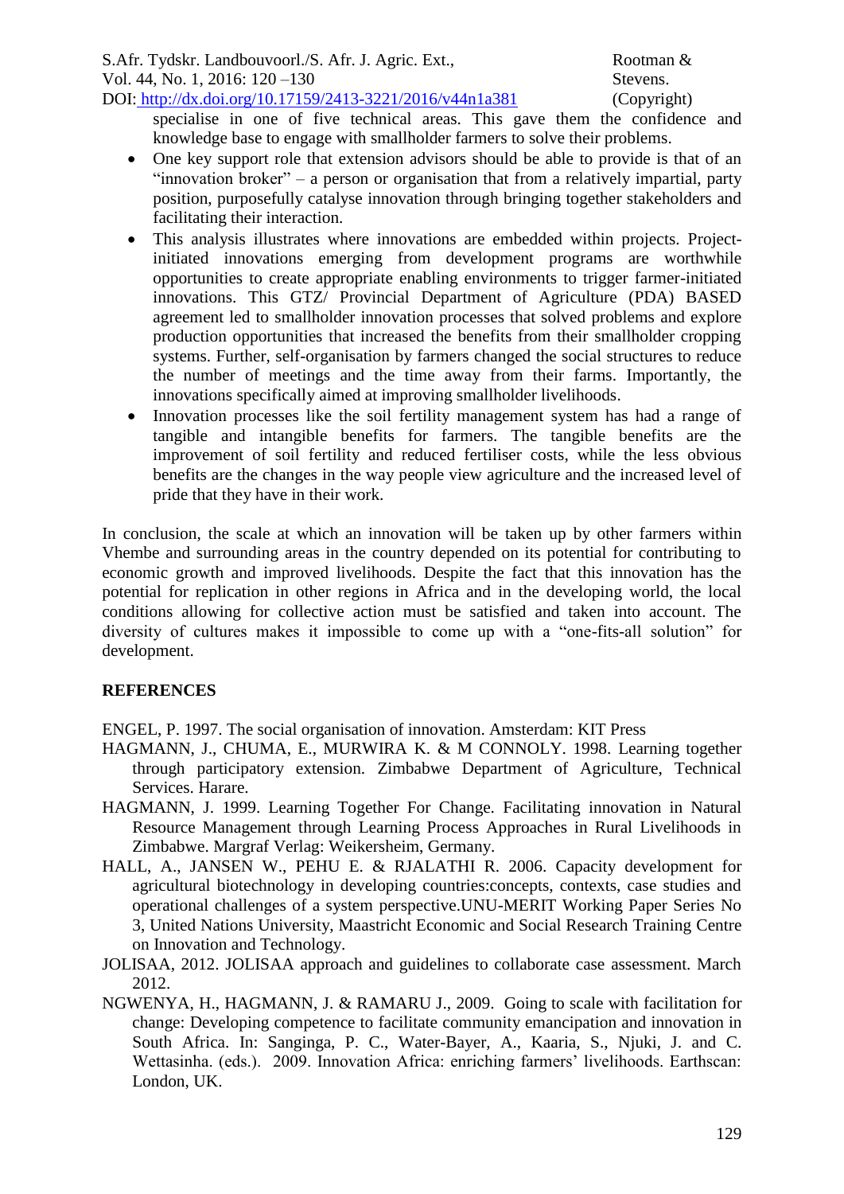specialise in one of five technical areas. This gave them the confidence and knowledge base to engage with smallholder farmers to solve their problems.

- One key support role that extension advisors should be able to provide is that of an "innovation broker" – a person or organisation that from a relatively impartial, party position, purposefully catalyse innovation through bringing together stakeholders and facilitating their interaction.
- This analysis illustrates where innovations are embedded within projects. Project-initiated innovations emerging from development programs are worthwhile opportunities to create appropriate enabling environments to trigger farmer-initiated innovations. This GTZ/ Provincial Department of Agriculture (PDA) BASED agreement led to smallholder innovation processes that solved problems and explore production opportunities that increased the benefits from their smallholder cropping systems. Further, self-organisation by farmers changed the social structures to reduce the number of meetings and the time away from their farms. Importantly, the innovations specifically aimed at improving smallholder livelihoods.
- Innovation processes like the soil fertility management system has had a range of tangible and intangible benefits for farmers. The tangible benefits are the improvement of soil fertility and reduced fertiliser costs, while the less obvious benefits are the changes in the way people view agriculture and the increased level of pride that they have in their work.

In conclusion, the scale at which an innovation will be taken up by other farmers within Vhembe and surrounding areas in the country depended on its potential for contributing to economic growth and improved livelihoods. Despite the fact that this innovation has the potential for replication in other regions in Africa and in the developing world, the local conditions allowing for collective action must be satisfied and taken into account. The diversity of cultures makes it impossible to come up with a "one-fits-all solution" for development.

## REFERENCES

ENGEL, P. 1997. The social organisation of innovation. Amsterdam: KIT Press

HAGMANN, J., CHUMA, E., MURWIRA K. & M CONNOLY. 1998. Learning together through participatory extension. Zimbabwe Department of Agriculture, Technical Services. Harare.

HAGMANN, J. 1999. Learning Together For Change. Facilitating innovation in Natural Resource Management through Learning Process Approaches in Rural Livelihoods in Zimbabwe. Margraf Verlag: Weikersheim, Germany.

HALL, A., JANSEN W., PEHU E. & RJALATHI R. 2006. Capacity development for agricultural biotechnology in developing countries:concepts, contexts, case studies and operational challenges of a system perspective.UNU-MERIT Working Paper Series No 3, United Nations University, Maastricht Economic and Social Research Training Centre on Innovation and Technology.

JOLISAA, 2012. JOLISAA approach and guidelines to collaborate case assessment. March 2012.

NGWENYA, H., HAGMANN, J. & RAMARU J., 2009. Going to scale with facilitation for change: Developing competence to facilitate community emancipation and innovation in South Africa. In: Sanginga, P. C., Water-Bayer, A., Kaaria, S., Njuki, J. and C. Wettasinha. (eds.). 2009. Innovation Africa: enriching farmers' livelihoods. Earthscan: London, UK.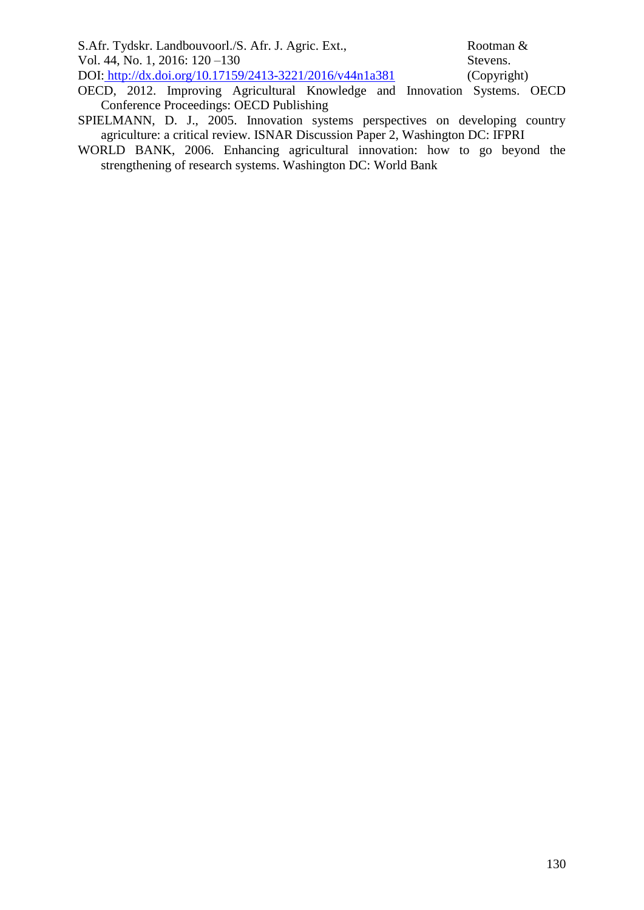OECD, 2012. Improving Agricultural Knowledge and Innovation Systems. OECD Conference Proceedings: OECD Publishing

SPIELMANN, D. J., 2005. Innovation systems perspectives on developing country agriculture: a critical review. ISNAR Discussion Paper 2, Washington DC: IFPRI

WORLD BANK, 2006. Enhancing agricultural innovation: how to go beyond the strengthening of research systems. Washington DC: World Bank